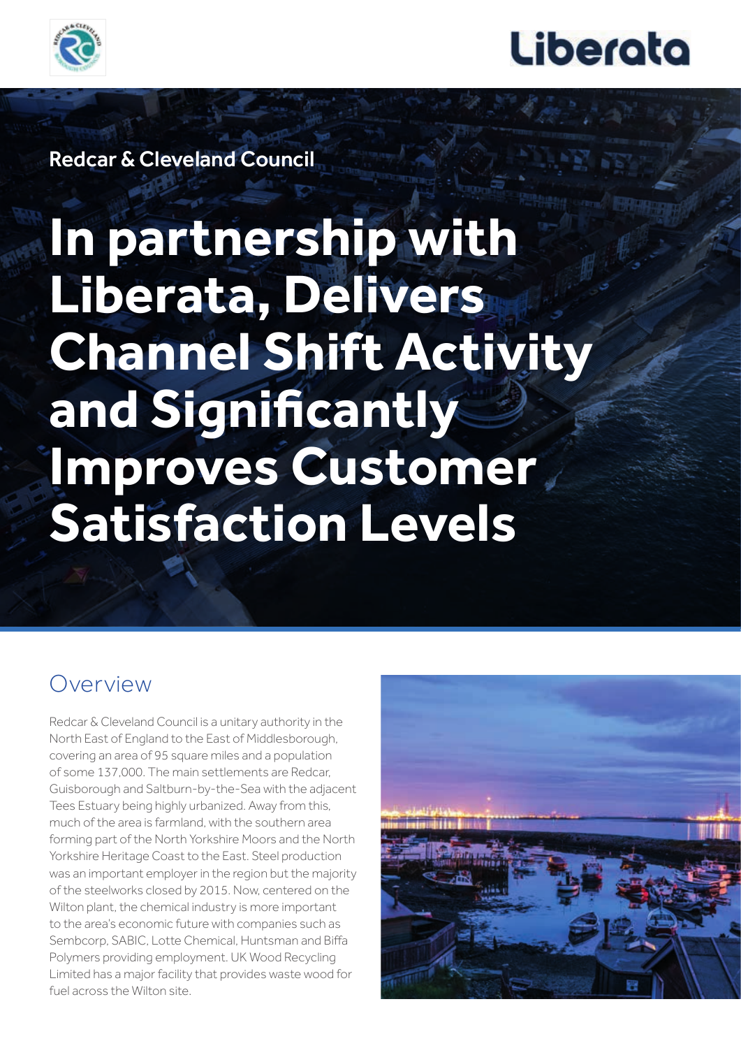Redcar & Cleveland Council

# In partnership with Liberata, Delivers Channel Shift Activity and Significantly Improves Customer Satisfaction Levels

## Overview

Redcar & Cleveland Council is a unitary authority in the North East of England to the East of Middlesborough, covering an area of 95 square miles and a population of some 137,000. The main settlements are Redcar, Guisborough and Saltburn-by-the-Sea with the adjacent Tees Estuary being highly urbanized. Away from this, much of the area is farmland, with the southern area forming part of the North Yorkshire Moors and the North Yorkshire Heritage Coast to the East. Steel production was an important employer in the region but the majority of the steelworks closed by 2015. Now, centered on the Wilton plant, the chemical industry is more important to the area's economic future with companies such as Sembcorp, SABIC, Lotte Chemical, Huntsman and Biffa Polymers providing employment. UK Wood Recycling Limited has a major facility that provides waste wood for fuel across the Wilton site.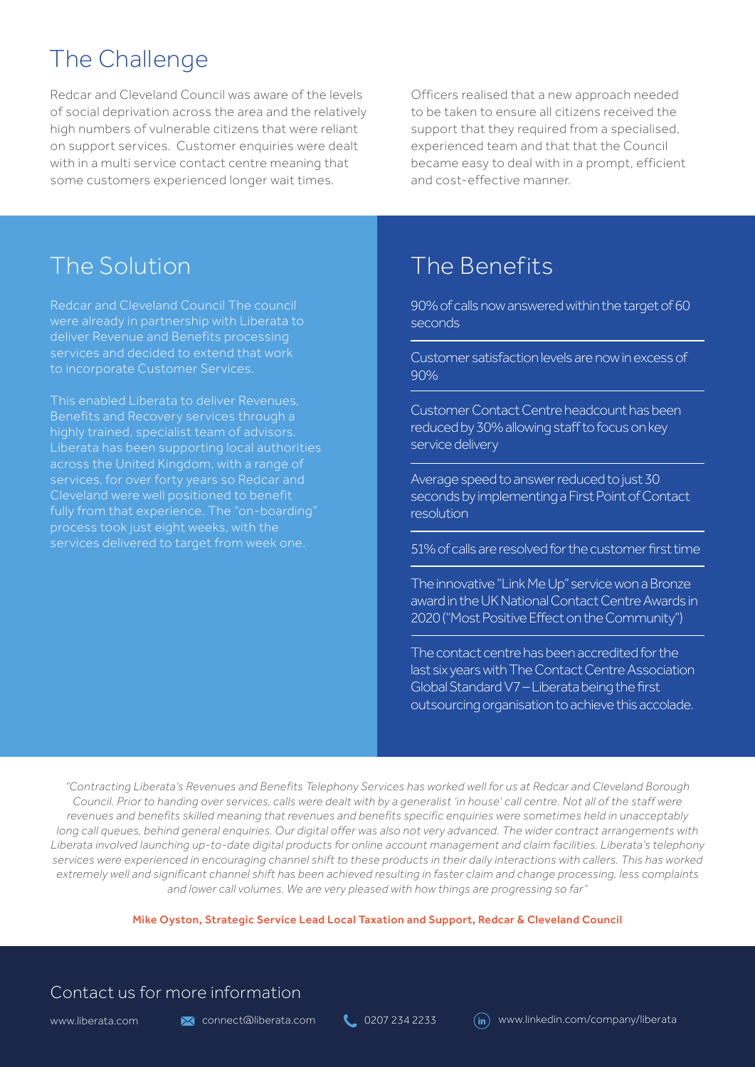## The Challenge

Redcar and Cleveland Council was aware of the levels of social deprivation across the area and the relatively high numbers of vulnerable citizens that were reliant on support services. Customer enquiries were dealt with in a multi service contact centre meaning that some customers experienced longer wait times.

Officers realised that a new approach needed to be taken to ensure all citizens received the support that they required from a specialised, experienced team and that that the Council became easy to deal with in a prompt, efficient and cost-effective manner.

## The Solution

Redcar and Cleveland Council The council were already in partnership with Liberata to deliver Revenue and Benefits processing services and decided to extend that work to incorporate Customer Services.

This enabled Liberata to deliver Revenues, Benefits and Recovery services through a highly trained, specialist team of advisors. Liberata has been supporting local authorities across the United Kingdom, with a range of services, for over forty years so Redcar and Cleveland were well positioned to benefit fully from that experience. The "on-boarding" process took just eight weeks, with the services delivered to target from week one.

## The Benefits

90% of calls now answered within the target of 60 seconds

Customer satisfaction levels are now in excess of 90%

Customer Contact Centre headcount has been reduced by 30% allowing staff to focus on key service delivery

Average speed to answer reduced to just 30 seconds by implementing a First Point of Contact resolution

51% of calls are resolved for the customer first time

The innovative "Link Me Up" service won a Bronze award in the UK National Contact Centre Awards in 2020 ("Most Positive Effect on the Community")

The contact centre has been accredited for the last six years with The Contact Centre Association Global Standard V7 – Liberata being the first outsourcing organisation to achieve this accolade.

*"Contracting Liberata's Revenues and Benefits Telephony Services has worked well for us at Redcar and Cleveland Borough Council. Prior to handing over services, calls were dealt with by a generalist 'in house' call centre. Not all of the staff were revenues and benefits skilled meaning that revenues and benefits specific enquiries were sometimes held in unacceptably long call queues, behind general enquiries. Our digital offer was also not very advanced. The wider contract arrangements with Liberata involved launching up-to-date digital products for online account management and claim facilities. Liberata's telephony services were experienced in encouraging channel shift to these products in their daily interactions with callers. This has worked extremely well and significant channel shift has been achieved resulting in faster claim and change processing, less complaints and lower call volumes. We are very pleased with how things are progressing so far"*

**Mike Oyston, Strategic Service Lead Local Taxation and Support, Redcar & Cleveland Council**

## Contact us for more information

www.liberata.com

connect@liberata.com

0207 234 2233

www.linkedin.com/company/liberata